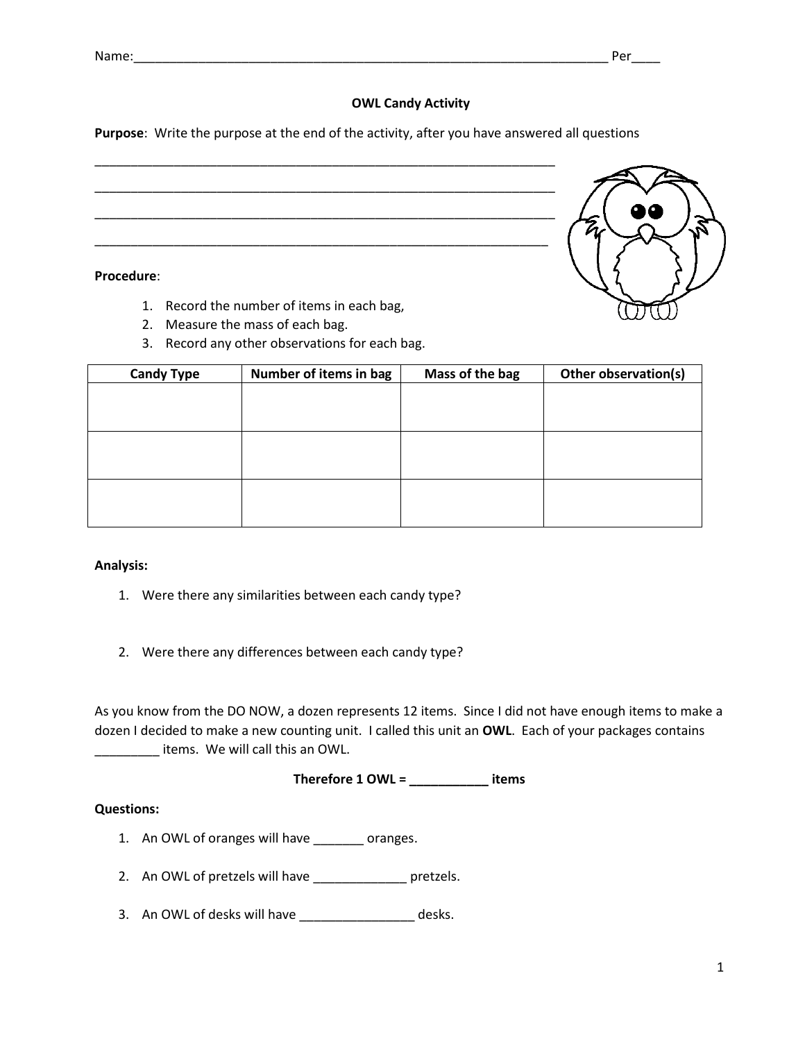Name:_____________________________________________________________________ Per____

# OWL Candy Activity

**Purpose**: Write the purpose at the end of the activity, after you have answered all questions

____________________________________________________________________

____________________________________________________________________

____________________________________________________________________

____________________________________________________________________

**Procedure**:

1. Record the number of items in each bag,
2. Measure the mass of each bag.
3. Record any other observations for each bag.

| Candy Type | Number of items in bag | Mass of the bag | Other observation(s) |
|---|---|---|---|
| | | | |
| | | | |
| | | | |

**Analysis:**

1. Were there any similarities between each candy type?

2. Were there any differences between each candy type?

As you know from the DO NOW, a dozen represents 12 items. Since I did not have enough items to make a dozen I decided to make a new counting unit. I called this unit an **OWL**. Each of your packages contains _________ items. We will call this an OWL.

**Therefore 1 OWL = ___________ items**

**Questions:**

1. An OWL of oranges will have _______ oranges.
2. An OWL of pretzels will have _____________ pretzels.
3. An OWL of desks will have ________________ desks.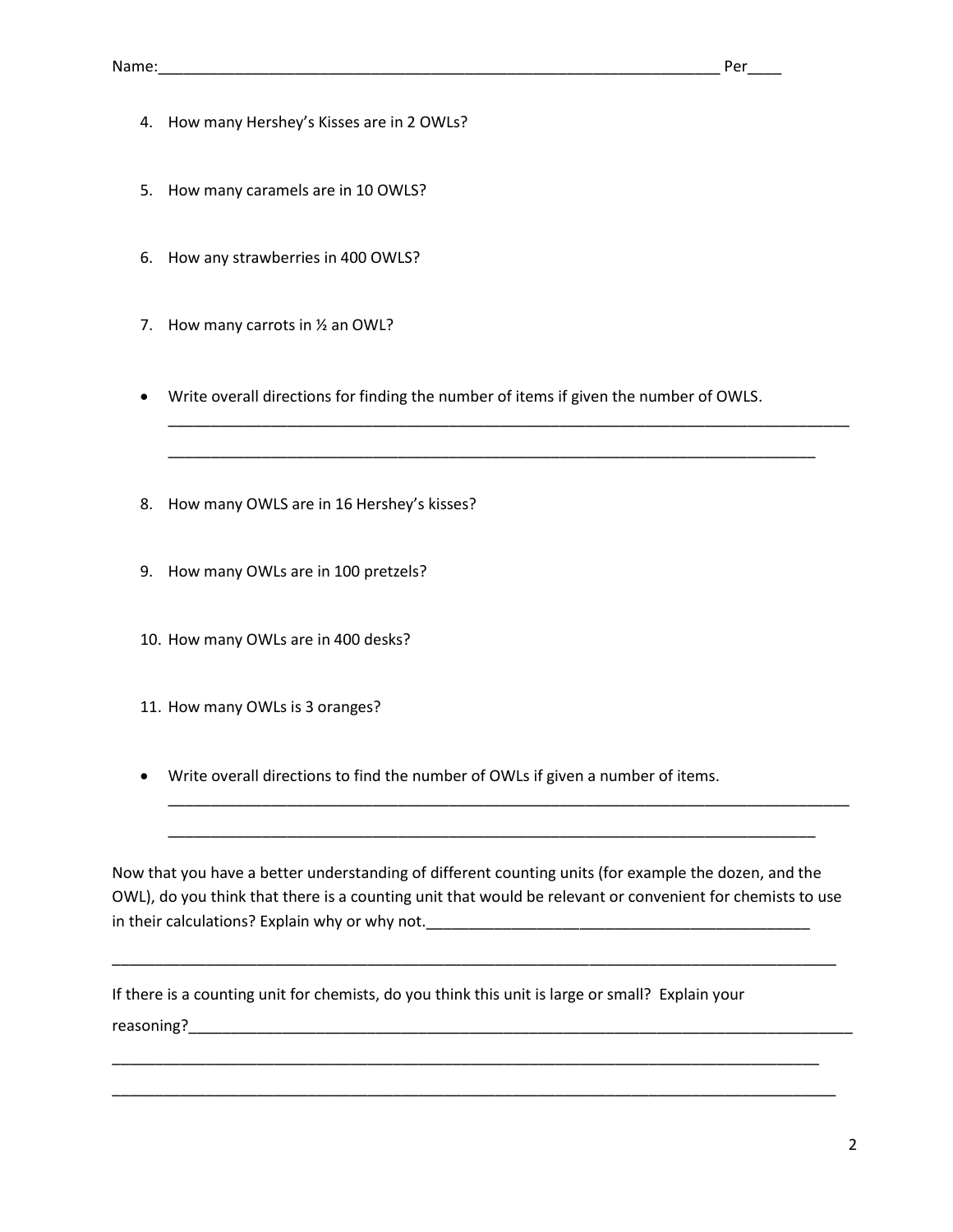Name:_______________________________________________________________________ Per____

4. How many Hershey's Kisses are in 2 OWLs?

5. How many caramels are in 10 OWLS?

6. How any strawberries in 400 OWLS?

7. How many carrots in ½ an OWL?

- Write overall directions for finding the number of items if given the number of OWLS.
  ____________________________________________________________________________________
  ____________________________________________________________________________________

8. How many OWLS are in 16 Hershey's kisses?

9. How many OWLs are in 100 pretzels?

10. How many OWLs are in 400 desks?

11. How many OWLs is 3 oranges?

- Write overall directions to find the number of OWLs if given a number of items.
  ____________________________________________________________________________________
  ____________________________________________________________________________________

Now that you have a better understanding of different counting units (for example the dozen, and the OWL), do you think that there is a counting unit that would be relevant or convenient for chemists to use in their calculations? Explain why or why not.______________________________________________

____________________________________________________________________________________________

If there is a counting unit for chemists, do you think this unit is large or small? Explain your reasoning?____________________________________________________________________________________

____________________________________________________________________________________________

____________________________________________________________________________________________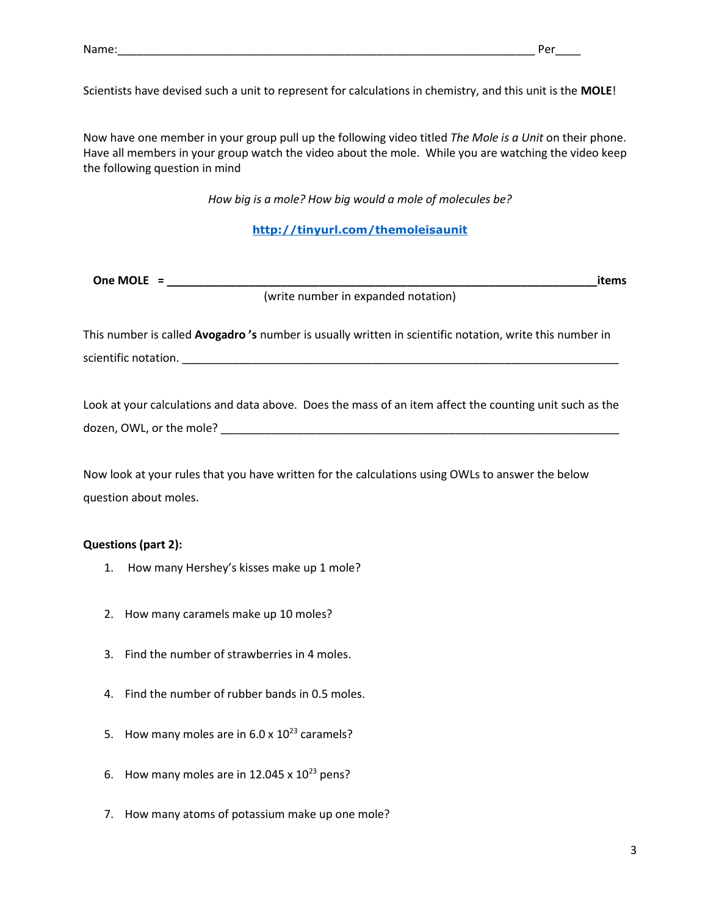Name:_______________________________________________________________ Per____

Scientists have devised such a unit to represent for calculations in chemistry, and this unit is the **MOLE**!

Now have one member in your group pull up the following video titled *The Mole is a Unit* on their phone. Have all members in your group watch the video about the mole. While you are watching the video keep the following question in mind

*How big is a mole? How big would a mole of molecules be?*

**http://tinyurl.com/themoleisaunit**

**One MOLE = _________________________________________________________________items**

(write number in expanded notation)

This number is called **Avogadro 's** number is usually written in scientific notation, write this number in scientific notation. _________________________________________________________________

Look at your calculations and data above. Does the mass of an item affect the counting unit such as the dozen, OWL, or the mole? _________________________________________________________________

Now look at your rules that you have written for the calculations using OWLs to answer the below question about moles.

**Questions (part 2):**

1. How many Hershey's kisses make up 1 mole?

2. How many caramels make up 10 moles?

3. Find the number of strawberries in 4 moles.

4. Find the number of rubber bands in 0.5 moles.

5. How many moles are in $6.0 \times 10^{23}$ caramels?

6. How many moles are in $12.045 \times 10^{23}$ pens?

7. How many atoms of potassium make up one mole?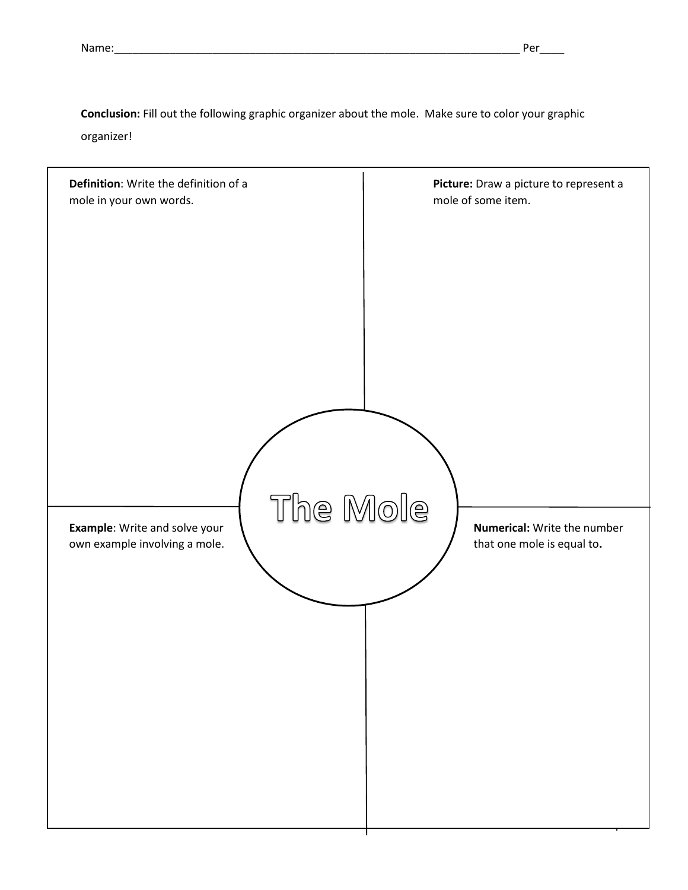Name:_____________________________________________________________________ Per____

**Conclusion:** Fill out the following graphic organizer about the mole. Make sure to color your graphic organizer!

# The Mole

**Definition**: Write the definition of a mole in your own words.

**Picture:** Draw a picture to represent a mole of some item.

**Example**: Write and solve your own example involving a mole.

**Numerical:** Write the number that one mole is equal to**.**